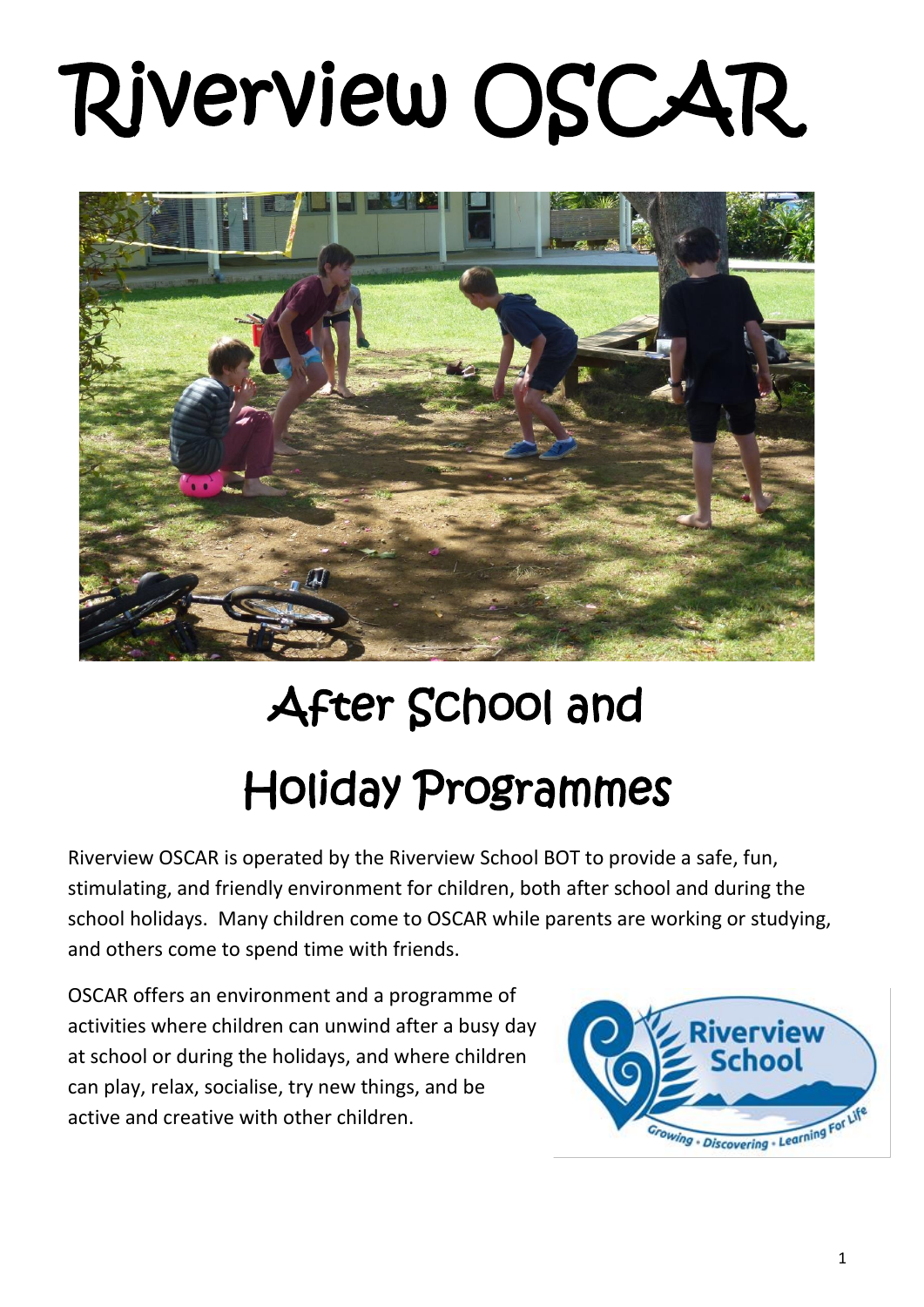# Riverview OSCAR

## After School and Holiday Programmes

Riverview OSCAR is operated by the Riverview School BOT to provide a safe, fun, stimulating, and friendly environment for children, both after school and during the school holidays. Many children come to OSCAR while parents are working or studying, and others come to spend time with friends.

OSCAR offers an environment and a programme of activities where children can unwind after a busy day at school or during the holidays, and where children can play, relax, socialise, try new things, and be active and creative with other children.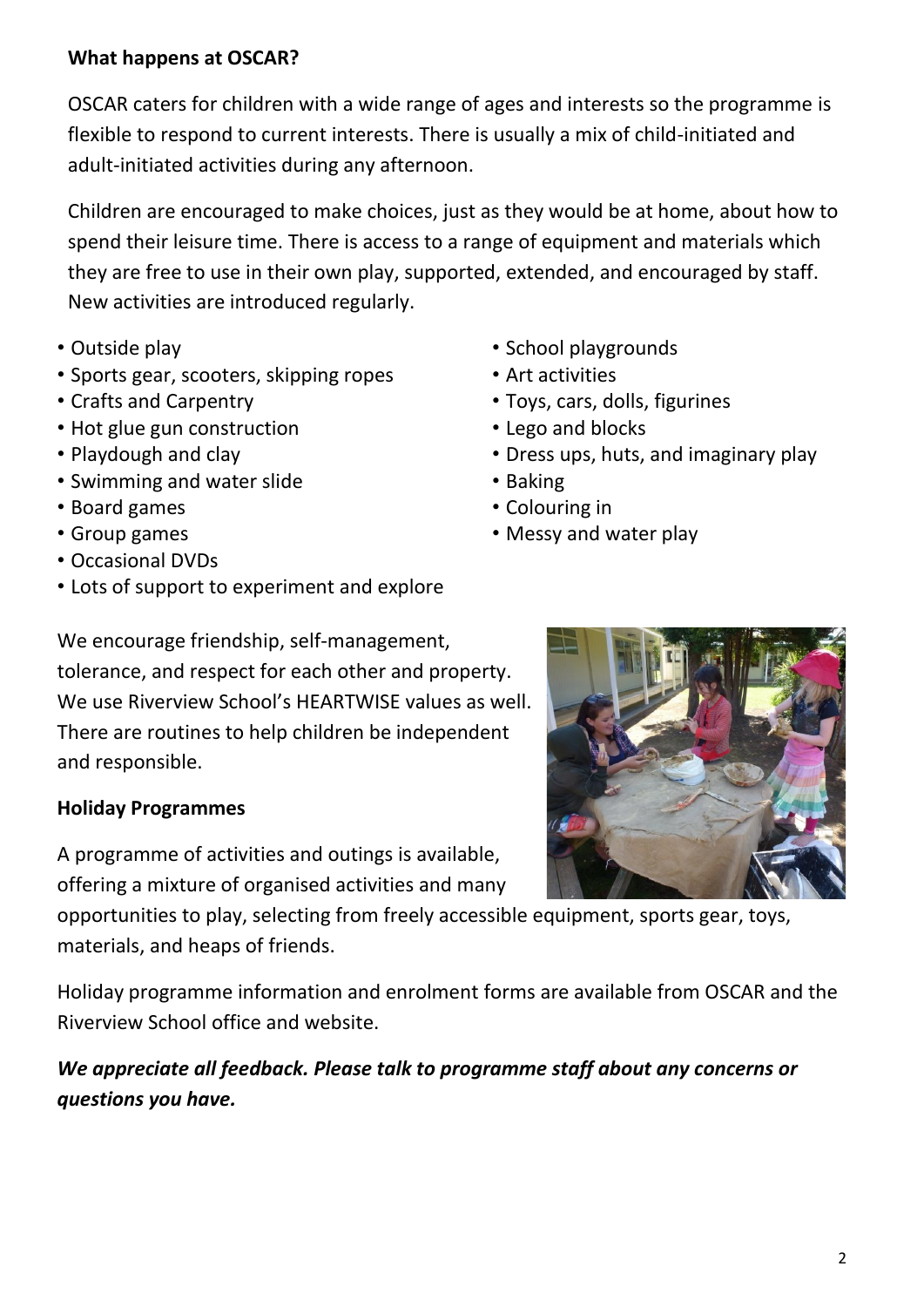**What happens at OSCAR?**

OSCAR caters for children with a wide range of ages and interests so the programme is flexible to respond to current interests. There is usually a mix of child-initiated and adult-initiated activities during any afternoon.

Children are encouraged to make choices, just as they would be at home, about how to spend their leisure time. There is access to a range of equipment and materials which they are free to use in their own play, supported, extended, and encouraged by staff. New activities are introduced regularly.

- Outside play
- Sports gear, scooters, skipping ropes
- Crafts and Carpentry
- Hot glue gun construction
- Playdough and clay
- Swimming and water slide
- Board games
- Group games
- Occasional DVDs
- Lots of support to experiment and explore
- School playgrounds
- Art activities
- Toys, cars, dolls, figurines
- Lego and blocks
- Dress ups, huts, and imaginary play
- Baking
- Colouring in
- Messy and water play

We encourage friendship, self-management, tolerance, and respect for each other and property. We use Riverview School's HEARTWISE values as well. There are routines to help children be independent and responsible.

**Holiday Programmes**

A programme of activities and outings is available, offering a mixture of organised activities and many opportunities to play, selecting from freely accessible equipment, sports gear, toys, materials, and heaps of friends.

Holiday programme information and enrolment forms are available from OSCAR and the Riverview School office and website.

***We appreciate all feedback. Please talk to programme staff about any concerns or questions you have.***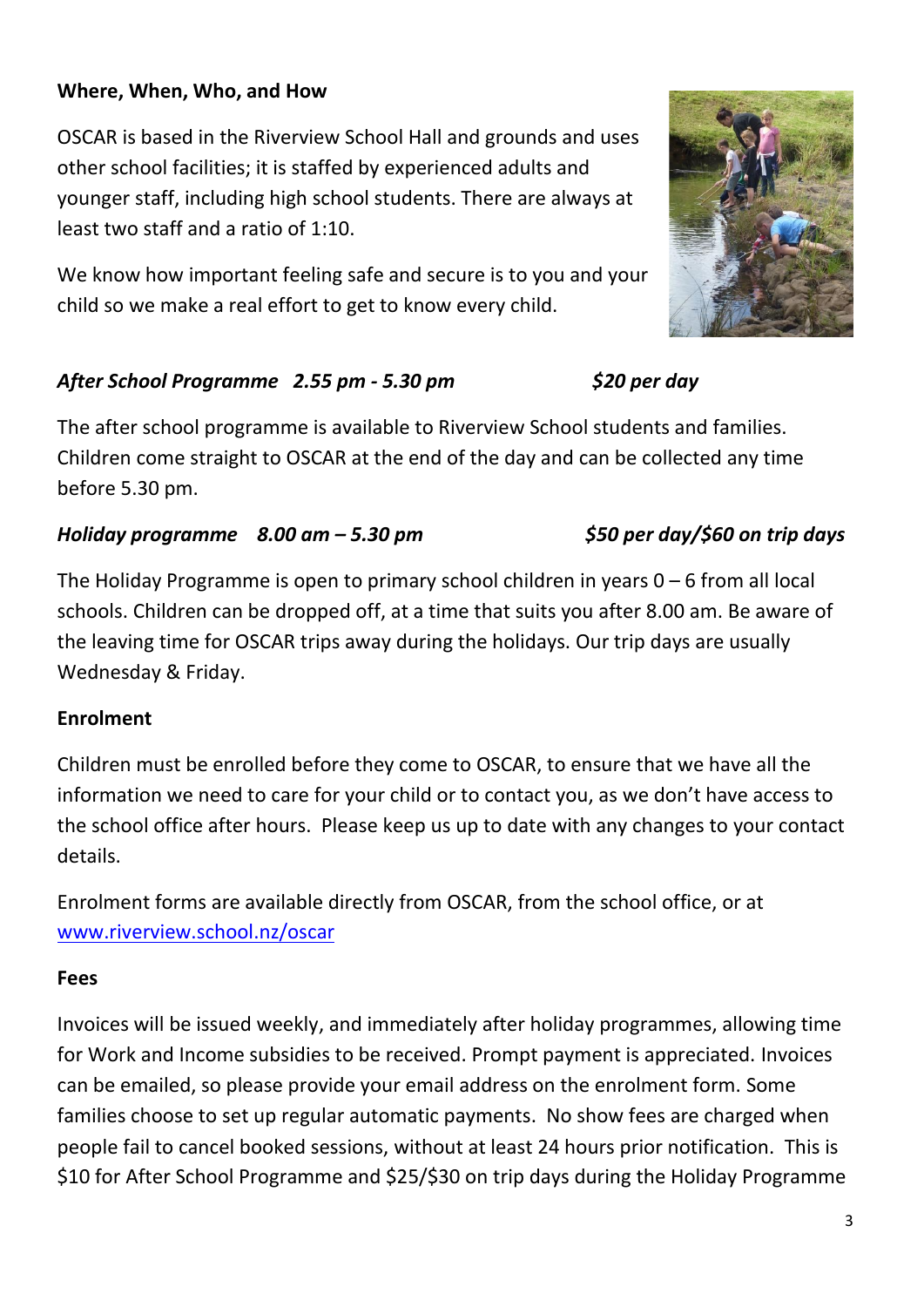**Where, When, Who, and How**

OSCAR is based in the Riverview School Hall and grounds and uses other school facilities; it is staffed by experienced adults and younger staff, including high school students. There are always at least two staff and a ratio of 1:10.

We know how important feeling safe and secure is to you and your child so we make a real effort to get to know every child.

***After School Programme 2.55 pm - 5.30 pm*** ***$20 per day***

The after school programme is available to Riverview School students and families. Children come straight to OSCAR at the end of the day and can be collected any time before 5.30 pm.

***Holiday programme 8.00 am – 5.30 pm*** ***$50 per day/$60 on trip days***

The Holiday Programme is open to primary school children in years 0 – 6 from all local schools. Children can be dropped off, at a time that suits you after 8.00 am. Be aware of the leaving time for OSCAR trips away during the holidays. Our trip days are usually Wednesday & Friday.

**Enrolment**

Children must be enrolled before they come to OSCAR, to ensure that we have all the information we need to care for your child or to contact you, as we don't have access to the school office after hours. Please keep us up to date with any changes to your contact details.

Enrolment forms are available directly from OSCAR, from the school office, or at [www.riverview.school.nz/oscar](http://www.riverview.school.nz/oscar)

**Fees**

Invoices will be issued weekly, and immediately after holiday programmes, allowing time for Work and Income subsidies to be received. Prompt payment is appreciated. Invoices can be emailed, so please provide your email address on the enrolment form. Some families choose to set up regular automatic payments. No show fees are charged when people fail to cancel booked sessions, without at least 24 hours prior notification. This is $10 for After School Programme and $25/$30 on trip days during the Holiday Programme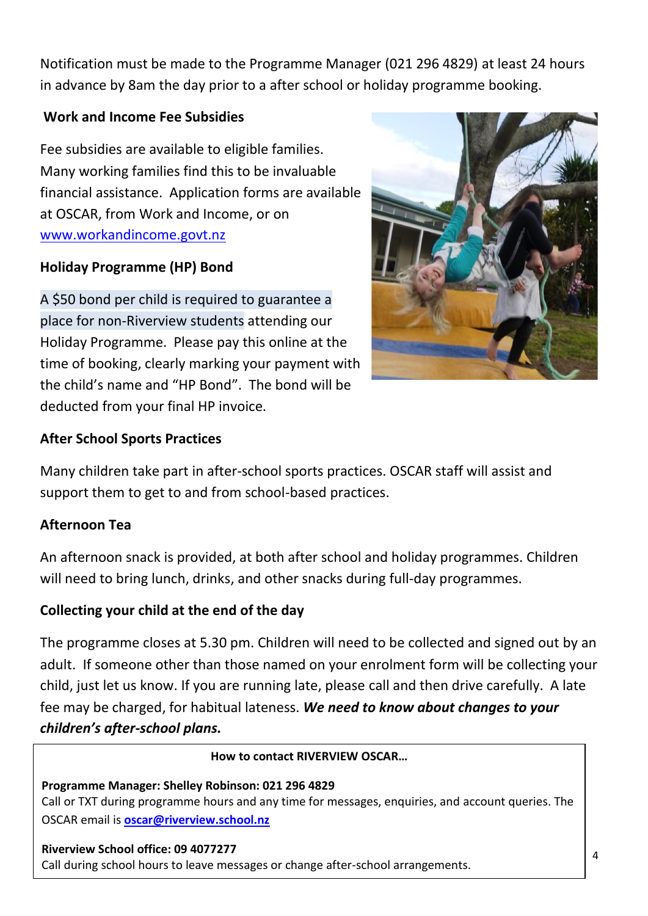Notification must be made to the Programme Manager (021 296 4829) at least 24 hours in advance by 8am the day prior to a after school or holiday programme booking.

### Work and Income Fee Subsidies

Fee subsidies are available to eligible families. Many working families find this to be invaluable financial assistance. Application forms are available at OSCAR, from Work and Income, or on [www.workandincome.govt.nz](http://www.workandincome.govt.nz)

### Holiday Programme (HP) Bond

A $50 bond per child is required to guarantee a place for non-Riverview students attending our Holiday Programme. Please pay this online at the time of booking, clearly marking your payment with the child's name and "HP Bond". The bond will be deducted from your final HP invoice.

### After School Sports Practices

Many children take part in after-school sports practices. OSCAR staff will assist and support them to get to and from school-based practices.

### Afternoon Tea

An afternoon snack is provided, at both after school and holiday programmes. Children will need to bring lunch, drinks, and other snacks during full-day programmes.

### Collecting your child at the end of the day

The programme closes at 5.30 pm. Children will need to be collected and signed out by an adult. If someone other than those named on your enrolment form will be collecting your child, just let us know. If you are running late, please call and then drive carefully. A late fee may be charged, for habitual lateness. ***We need to know about changes to your children's after-school plans.***

**How to contact RIVERVIEW OSCAR…**

**Programme Manager: Shelley Robinson: 021 296 4829**
Call or TXT during programme hours and any time for messages, enquiries, and account queries. The OSCAR email is **[oscar@riverview.school.nz](mailto:oscar@riverview.school.nz)**

**Riverview School office: 09 4077277**
Call during school hours to leave messages or change after-school arrangements.